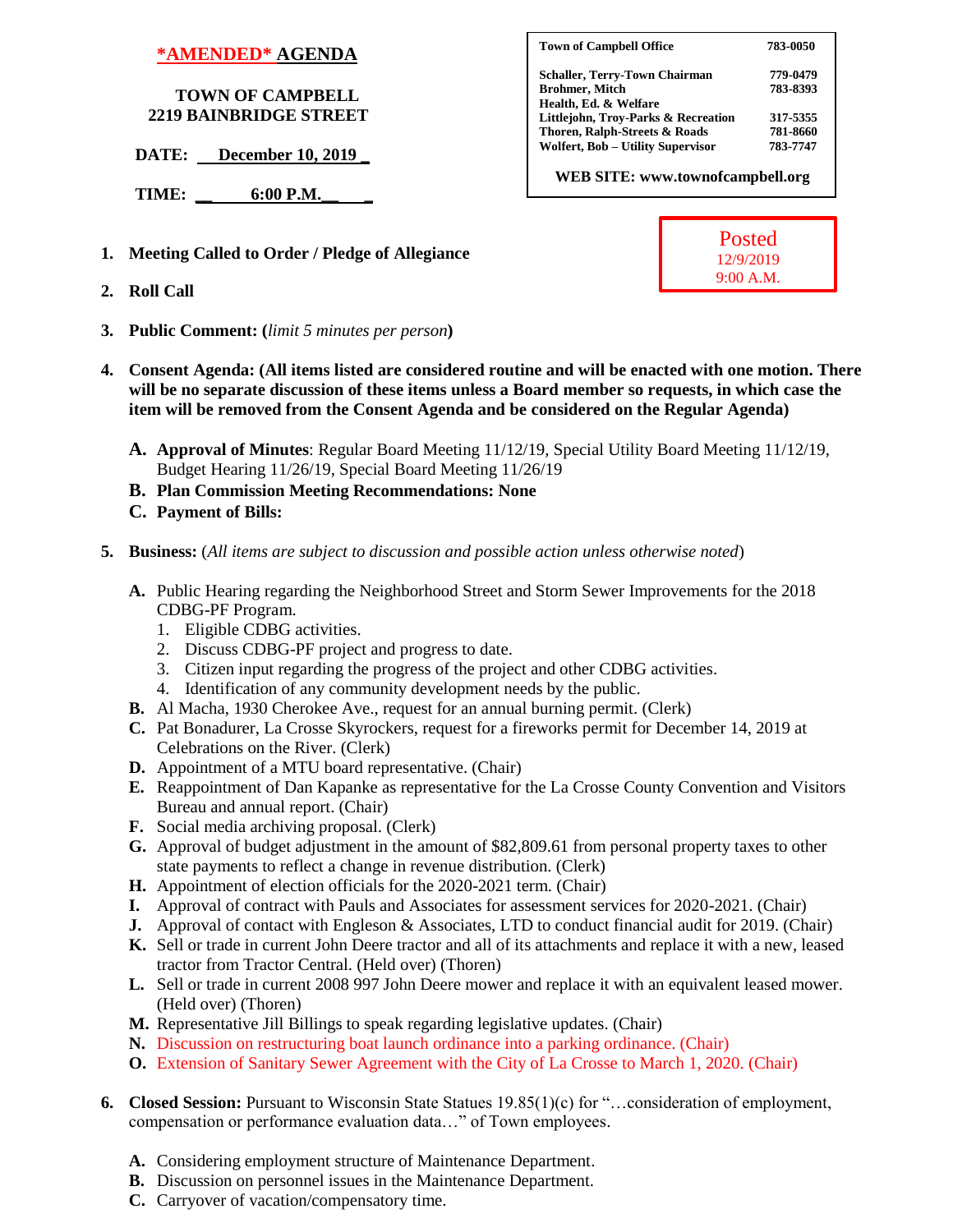# *AMENDED* AGENDA

**TOWN OF CAMPBELL**
**2219 BAINBRIDGE STREET**

**DATE: December 10, 2019**

**TIME: 6:00 P.M.**

| Town of Campbell Office | 783-0050 |
|---|---|
| Schaller, Terry-Town Chairman | 779-0479 |
| Brohmer, Mitch | 783-8393 |
| Health, Ed. & Welfare | |
| Littlejohn, Troy-Parks & Recreation | 317-5355 |
| Thoren, Ralph-Streets & Roads | 781-8660 |
| Wolfert, Bob – Utility Supervisor | 783-7747 |

**WEB SITE: www.townofcampbell.org**

Posted
12/9/2019
9:00 A.M.

1. **Meeting Called to Order / Pledge of Allegiance**
2. **Roll Call**
3. **Public Comment: (***limit 5 minutes per person***)**
4. **Consent Agenda: (All items listed are considered routine and will be enacted with one motion. There will be no separate discussion of these items unless a Board member so requests, in which case the item will be removed from the Consent Agenda and be considered on the Regular Agenda)**

   **A. Approval of Minutes**: Regular Board Meeting 11/12/19, Special Utility Board Meeting 11/12/19, Budget Hearing 11/26/19, Special Board Meeting 11/26/19
   
   **B. Plan Commission Meeting Recommendations: None**
   
   **C. Payment of Bills:**

5. **Business:** (*All items are subject to discussion and possible action unless otherwise noted*)

   **A.** Public Hearing regarding the Neighborhood Street and Storm Sewer Improvements for the 2018 CDBG-PF Program.
      1. Eligible CDBG activities.
      2. Discuss CDBG-PF project and progress to date.
      3. Citizen input regarding the progress of the project and other CDBG activities.
      4. Identification of any community development needs by the public.
   
   **B.** Al Macha, 1930 Cherokee Ave., request for an annual burning permit. (Clerk)
   
   **C.** Pat Bonadurer, La Crosse Skyrockers, request for a fireworks permit for December 14, 2019 at Celebrations on the River. (Clerk)
   
   **D.** Appointment of a MTU board representative. (Chair)
   
   **E.** Reappointment of Dan Kapanke as representative for the La Crosse County Convention and Visitors Bureau and annual report. (Chair)
   
   **F.** Social media archiving proposal. (Clerk)
   
   **G.** Approval of budget adjustment in the amount of $82,809.61 from personal property taxes to other state payments to reflect a change in revenue distribution. (Clerk)
   
   **H.** Appointment of election officials for the 2020-2021 term. (Chair)
   
   **I.** Approval of contract with Pauls and Associates for assessment services for 2020-2021. (Chair)
   
   **J.** Approval of contact with Engleson & Associates, LTD to conduct financial audit for 2019. (Chair)
   
   **K.** Sell or trade in current John Deere tractor and all of its attachments and replace it with a new, leased tractor from Tractor Central. (Held over) (Thoren)
   
   **L.** Sell or trade in current 2008 997 John Deere mower and replace it with an equivalent leased mower. (Held over) (Thoren)
   
   **M.** Representative Jill Billings to speak regarding legislative updates. (Chair)
   
   **N.** Discussion on restructuring boat launch ordinance into a parking ordinance. (Chair)
   
   **O.** Extension of Sanitary Sewer Agreement with the City of La Crosse to March 1, 2020. (Chair)

6. **Closed Session:** Pursuant to Wisconsin State Statues 19.85(1)(c) for "…consideration of employment, compensation or performance evaluation data…" of Town employees.

   **A.** Considering employment structure of Maintenance Department.
   
   **B.** Discussion on personnel issues in the Maintenance Department.
   
   **C.** Carryover of vacation/compensatory time.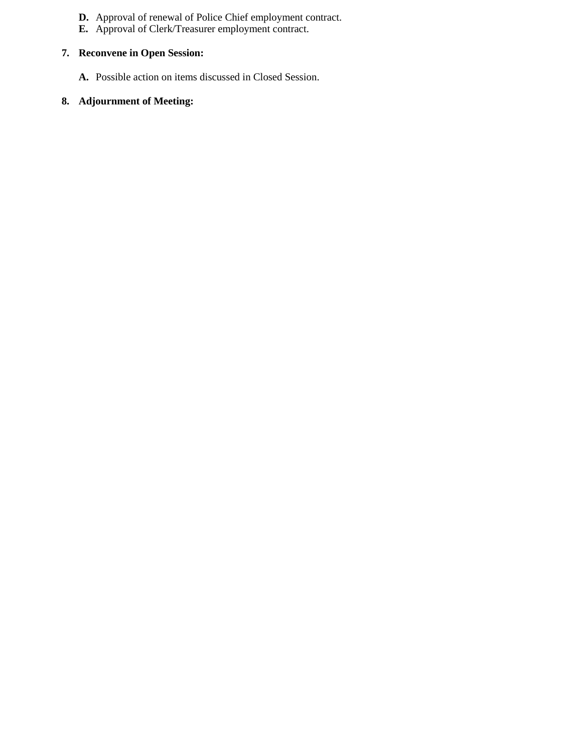**D.** Approval of renewal of Police Chief employment contract.
**E.** Approval of Clerk/Treasurer employment contract.

**7. Reconvene in Open Session:**

**A.** Possible action on items discussed in Closed Session.

**8. Adjournment of Meeting:**